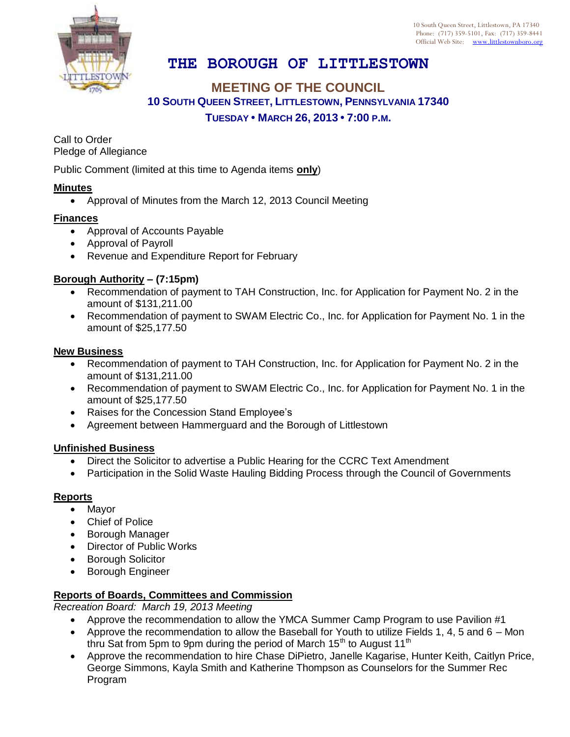10 South Queen Street, Littlestown, PA 17340
Phone: (717) 359-5101, Fax: (717) 359-8441
Official Web Site: www.littlestownboro.org

# THE BOROUGH OF LITTLESTOWN

## MEETING OF THE COUNCIL

### 10 SOUTH QUEEN STREET, LITTLESTOWN, PENNSYLVANIA 17340

### TUESDAY • MARCH 26, 2013 • 7:00 P.M.

Call to Order
Pledge of Allegiance

Public Comment (limited at this time to Agenda items **only**)

**Minutes**

- Approval of Minutes from the March 12, 2013 Council Meeting

**Finances**

- Approval of Accounts Payable
- Approval of Payroll
- Revenue and Expenditure Report for February

**Borough Authority – (7:15pm)**

- Recommendation of payment to TAH Construction, Inc. for Application for Payment No. 2 in the amount of $131,211.00
- Recommendation of payment to SWAM Electric Co., Inc. for Application for Payment No. 1 in the amount of $25,177.50

**New Business**

- Recommendation of payment to TAH Construction, Inc. for Application for Payment No. 2 in the amount of $131,211.00
- Recommendation of payment to SWAM Electric Co., Inc. for Application for Payment No. 1 in the amount of $25,177.50
- Raises for the Concession Stand Employee's
- Agreement between Hammerguard and the Borough of Littlestown

**Unfinished Business**

- Direct the Solicitor to advertise a Public Hearing for the CCRC Text Amendment
- Participation in the Solid Waste Hauling Bidding Process through the Council of Governments

**Reports**

- Mayor
- Chief of Police
- Borough Manager
- Director of Public Works
- Borough Solicitor
- Borough Engineer

**Reports of Boards, Committees and Commission**

*Recreation Board: March 19, 2013 Meeting*

- Approve the recommendation to allow the YMCA Summer Camp Program to use Pavilion #1
- Approve the recommendation to allow the Baseball for Youth to utilize Fields 1, 4, 5 and 6 – Mon thru Sat from 5pm to 9pm during the period of March 15th to August 11th
- Approve the recommendation to hire Chase DiPietro, Janelle Kagarise, Hunter Keith, Caitlyn Price, George Simmons, Kayla Smith and Katherine Thompson as Counselors for the Summer Rec Program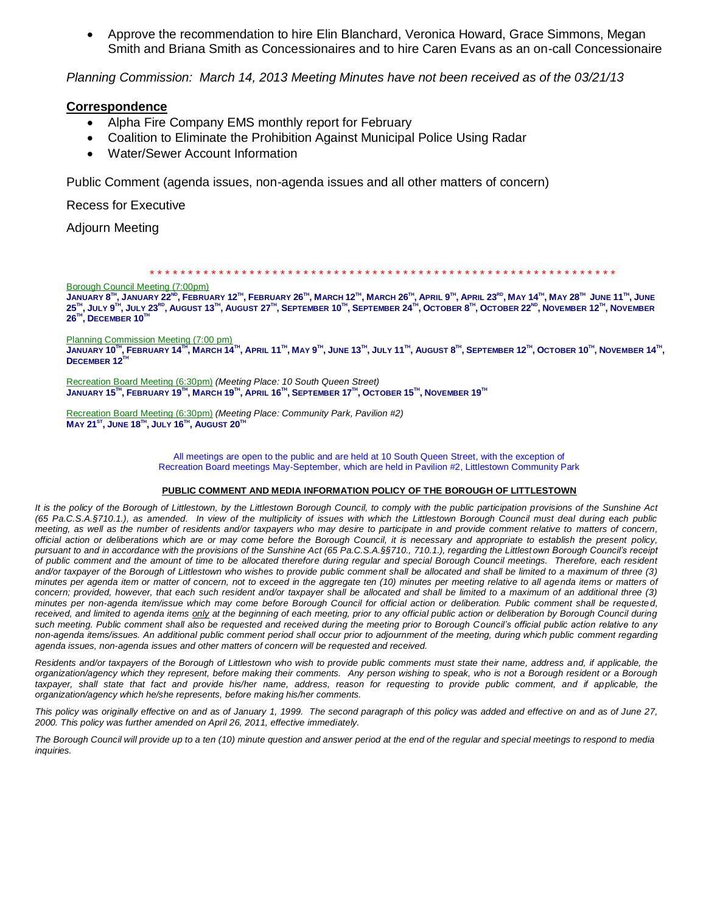- Approve the recommendation to hire Elin Blanchard, Veronica Howard, Grace Simmons, Megan Smith and Briana Smith as Concessionaires and to hire Caren Evans as an on-call Concessionaire

*Planning Commission: March 14, 2013 Meeting Minutes have not been received as of the 03/21/13*

**Correspondence**

- Alpha Fire Company EMS monthly report for February
- Coalition to Eliminate the Prohibition Against Municipal Police Using Radar
- Water/Sewer Account Information

Public Comment (agenda issues, non-agenda issues and all other matters of concern)

Recess for Executive

Adjourn Meeting

* * * * * * * * * * * * * * * * * * * * * * * * * * * * * * * * * * * * * * * * * * * * * * * * * * * * * * * * * * * * * *

Borough Council Meeting (7:00pm)
**January 8th, January 22nd, February 12th, February 26th, March 12th, March 26th, April 9th, April 23rd, May 14th, May 28th June 11th, June 25th, July 9th, July 23rd, August 13th, August 27th, September 10th, September 24th, October 8th, October 22nd, November 12th, November 26th, December 10th**

Planning Commission Meeting (7:00 pm)
**January 10th, February 14th, March 14th, April 11th, May 9th, June 13th, July 11th, August 8th, September 12th, October 10th, November 14th, December 12th**

Recreation Board Meeting (6:30pm) *(Meeting Place: 10 South Queen Street)*
**January 15th, February 19th, March 19th, April 16th, September 17th, October 15th, November 19th**

Recreation Board Meeting (6:30pm) *(Meeting Place: Community Park, Pavilion #2)*
**May 21st, June 18th, July 16th, August 20th**

All meetings are open to the public and are held at 10 South Queen Street, with the exception of Recreation Board meetings May-September, which are held in Pavilion #2, Littlestown Community Park

**PUBLIC COMMENT AND MEDIA INFORMATION POLICY OF THE BOROUGH OF LITTLESTOWN**

*It is the policy of the Borough of Littlestown, by the Littlestown Borough Council, to comply with the public participation provisions of the Sunshine Act (65 Pa.C.S.A.§710.1.), as amended. In view of the multiplicity of issues with which the Littlestown Borough Council must deal during each public meeting, as well as the number of residents and/or taxpayers who may desire to participate in and provide comment relative to matters of concern, official action or deliberations which are or may come before the Borough Council, it is necessary and appropriate to establish the present policy, pursuant to and in accordance with the provisions of the Sunshine Act (65 Pa.C.S.A.§§710., 710.1.), regarding the Littlestown Borough Council's receipt of public comment and the amount of time to be allocated therefore during regular and special Borough Council meetings. Therefore, each resident and/or taxpayer of the Borough of Littlestown who wishes to provide public comment shall be allocated and shall be limited to a maximum of three (3) minutes per agenda item or matter of concern, not to exceed in the aggregate ten (10) minutes per meeting relative to all agenda items or matters of concern; provided, however, that each such resident and/or taxpayer shall be allocated and shall be limited to a maximum of an additional three (3) minutes per non-agenda item/issue which may come before Borough Council for official action or deliberation. Public comment shall be requested, received, and limited to agenda items only at the beginning of each meeting, prior to any official public action or deliberation by Borough Council during such meeting. Public comment shall also be requested and received during the meeting prior to Borough Council's official public action relative to any non-agenda items/issues. An additional public comment period shall occur prior to adjournment of the meeting, during which public comment regarding agenda issues, non-agenda issues and other matters of concern will be requested and received.*

*Residents and/or taxpayers of the Borough of Littlestown who wish to provide public comments must state their name, address and, if applicable, the organization/agency which they represent, before making their comments. Any person wishing to speak, who is not a Borough resident or a Borough taxpayer, shall state that fact and provide his/her name, address, reason for requesting to provide public comment, and if applicable, the organization/agency which he/she represents, before making his/her comments.*

*This policy was originally effective on and as of January 1, 1999. The second paragraph of this policy was added and effective on and as of June 27, 2000. This policy was further amended on April 26, 2011, effective immediately.*

*The Borough Council will provide up to a ten (10) minute question and answer period at the end of the regular and special meetings to respond to media inquiries.*